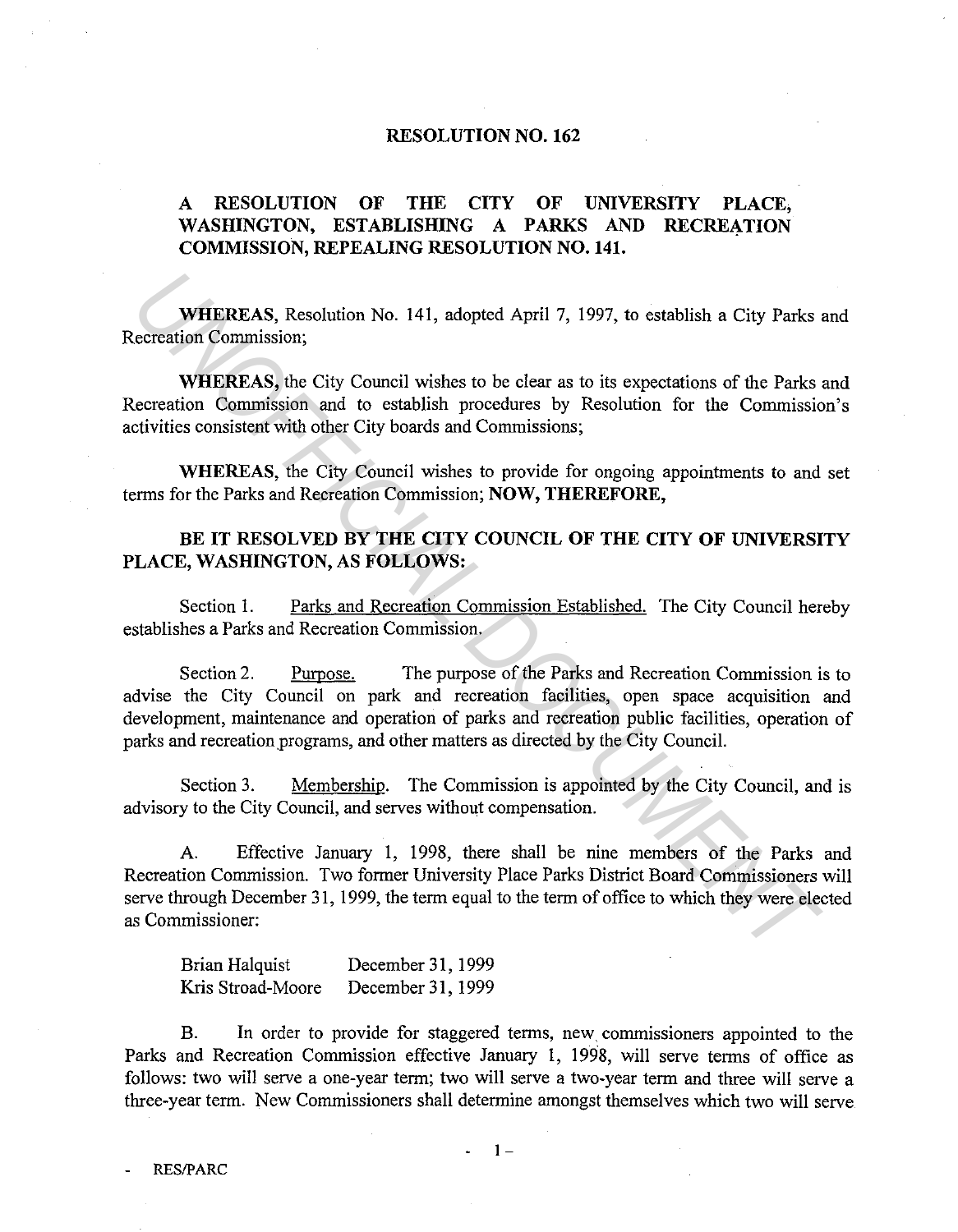# RESOLUTION NO. 162

## A RESOLUTION OF THE CITY OF UNIVERSITY PLACE, WASHINGTON, ESTABLISHING A PARKS AND RECREATION COMMISSION, REPEALING RESOLUTION NO. 141.

**WHEREAS,** Resolution No. 141, adopted April 7, 1997, to establish a City Parks and Recreation Commission;

**WHEREAS,** the City Council wishes to be clear as to its expectations of the Parks and Recreation Commission and to establish procedures by Resolution for the Commission's activities consistent with other City boards and Commissions;

**WHEREAS,** the City Council wishes to provide for ongoing appointments to and set terms for the Parks and Recreation Commission; **NOW, THEREFORE,**

**BE IT RESOLVED BY THE CITY COUNCIL OF THE CITY OF UNIVERSITY PLACE, WASHINGTON, AS FOLLOWS:**

Section 1. Parks and Recreation Commission Established. The City Council hereby establishes a Parks and Recreation Commission.

Section 2. Purpose. The purpose of the Parks and Recreation Commission is to advise the City Council on park and recreation facilities, open space acquisition and development, maintenance and operation of parks and recreation public facilities, operation of parks and recreation programs, and other matters as directed by the City Council.

Section 3. Membership. The Commission is appointed by the City Council, and is advisory to the City Council, and serves without compensation.

A. Effective January 1, 1998, there shall be nine members of the Parks and Recreation Commission. Two former University Place Parks District Board Commissioners will serve through December 31, 1999, the term equal to the term of office to which they were elected as Commissioner:

| | |
|---|---|
| Brian Halquist | December 31, 1999 |
| Kris Stroad-Moore | December 31, 1999 |

B. In order to provide for staggered terms, new commissioners appointed to the Parks and Recreation Commission effective January 1, 1998, will serve terms of office as follows: two will serve a one-year term; two will serve a two-year term and three will serve a three-year term. New Commissioners shall determine amongst themselves which two will serve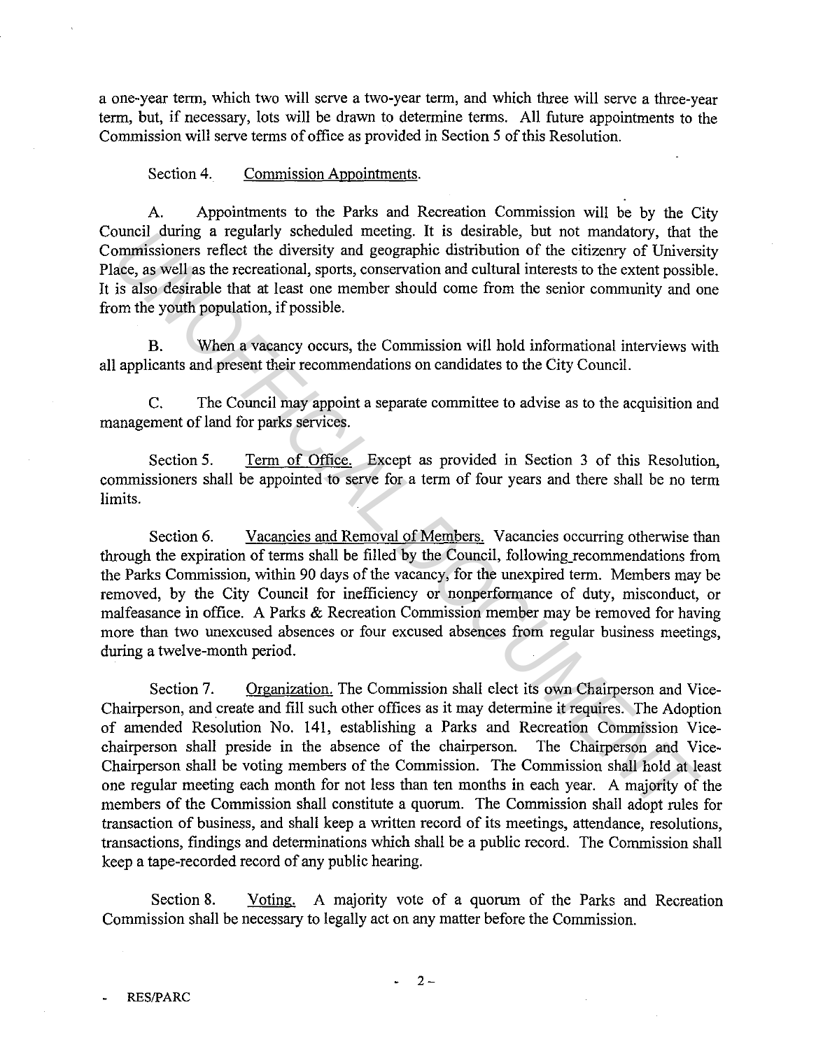a one-year term, which two will serve a two-year term, and which three will serve a three-year term, but, if necessary, lots will be drawn to determine terms. All future appointments to the Commission will serve terms of office as provided in Section 5 of this Resolution.

Section 4. Commission Appointments.

A. Appointments to the Parks and Recreation Commission will be by the City Council during a regularly scheduled meeting. It is desirable, but not mandatory, that the Commissioners reflect the diversity and geographic distribution of the citizenry of University Place, as well as the recreational, sports, conservation and cultural interests to the extent possible. It is also desirable that at least one member should come from the senior community and one from the youth population, if possible.

B. When a vacancy occurs, the Commission will hold informational interviews with all applicants and present their recommendations on candidates to the City Council.

C. The Council may appoint a separate committee to advise as to the acquisition and management of land for parks services.

Section 5. Term of Office. Except as provided in Section 3 of this Resolution, commissioners shall be appointed to serve for a term of four years and there shall be no term limits.

Section 6. Vacancies and Removal of Members. Vacancies occurring otherwise than through the expiration of terms shall be filled by the Council, following recommendations from the Parks Commission, within 90 days of the vacancy, for the unexpired term. Members may be removed, by the City Council for inefficiency or nonperformance of duty, misconduct, or malfeasance in office. A Parks & Recreation Commission member may be removed for having more than two unexcused absences or four excused absences from regular business meetings, during a twelve-month period.

Section 7. Organization. The Commission shall elect its own Chairperson and Vice-Chairperson, and create and fill such other offices as it may determine it requires. The Adoption of amended Resolution No. 141, establishing a Parks and Recreation Commission Vice-chairperson shall preside in the absence of the chairperson. The Chairperson and Vice-Chairperson shall be voting members of the Commission. The Commission shall hold at least one regular meeting each month for not less than ten months in each year. A majority of the members of the Commission shall constitute a quorum. The Commission shall adopt rules for transaction of business, and shall keep a written record of its meetings, attendance, resolutions, transactions, findings and determinations which shall be a public record. The Commission shall keep a tape-recorded record of any public hearing.

Section 8. Voting. A majority vote of a quorum of the Parks and Recreation Commission shall be necessary to legally act on any matter before the Commission.

RES/PARC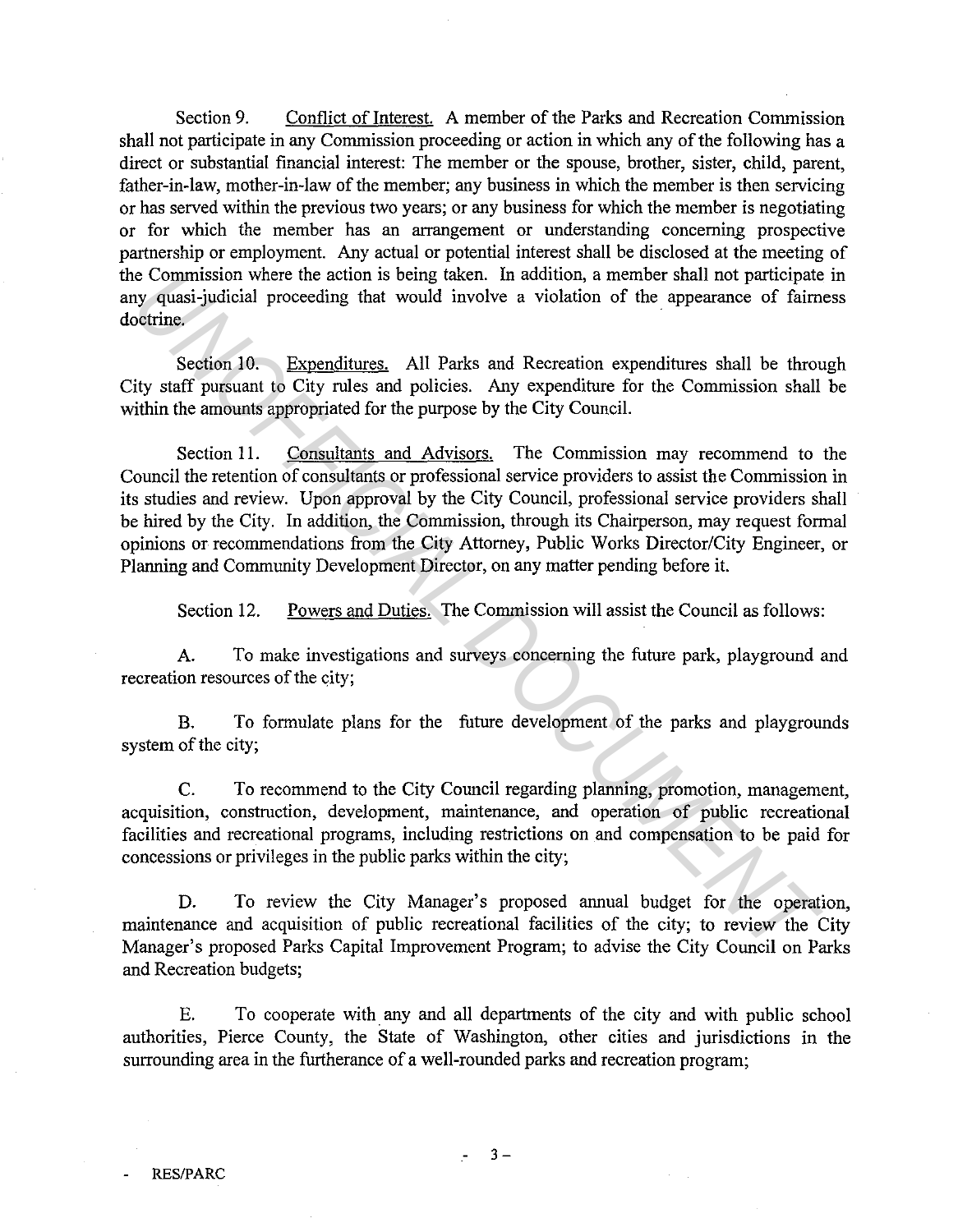Section 9. Conflict of Interest. A member of the Parks and Recreation Commission shall not participate in any Commission proceeding or action in which any of the following has a direct or substantial financial interest: The member or the spouse, brother, sister, child, parent, father-in-law, mother-in-law of the member; any business in which the member is then servicing or has served within the previous two years; or any business for which the member is negotiating or for which the member has an arrangement or understanding concerning prospective partnership or employment. Any actual or potential interest shall be disclosed at the meeting of the Commission where the action is being taken. In addition, a member shall not participate in any quasi-judicial proceeding that would involve a violation of the appearance of fairness doctrine.

Section 10. Expenditures. All Parks and Recreation expenditures shall be through City staff pursuant to City rules and policies. Any expenditure for the Commission shall be within the amounts appropriated for the purpose by the City Council.

Section 11. Consultants and Advisors. The Commission may recommend to the Council the retention of consultants or professional service providers to assist the Commission in its studies and review. Upon approval by the City Council, professional service providers shall be hired by the City. In addition, the Commission, through its Chairperson, may request formal opinions or recommendations from the City Attorney, Public Works Director/City Engineer, or Planning and Community Development Director, on any matter pending before it.

Section 12. Powers and Duties. The Commission will assist the Council as follows:

A. To make investigations and surveys concerning the future park, playground and recreation resources of the city;

B. To formulate plans for the future development of the parks and playgrounds system of the city;

C. To recommend to the City Council regarding planning, promotion, management, acquisition, construction, development, maintenance, and operation of public recreational facilities and recreational programs, including restrictions on and compensation to be paid for concessions or privileges in the public parks within the city;

D. To review the City Manager's proposed annual budget for the operation, maintenance and acquisition of public recreational facilities of the city; to review the City Manager's proposed Parks Capital Improvement Program; to advise the City Council on Parks and Recreation budgets;

E. To cooperate with any and all departments of the city and with public school authorities, Pierce County, the State of Washington, other cities and jurisdictions in the surrounding area in the furtherance of a well-rounded parks and recreation program;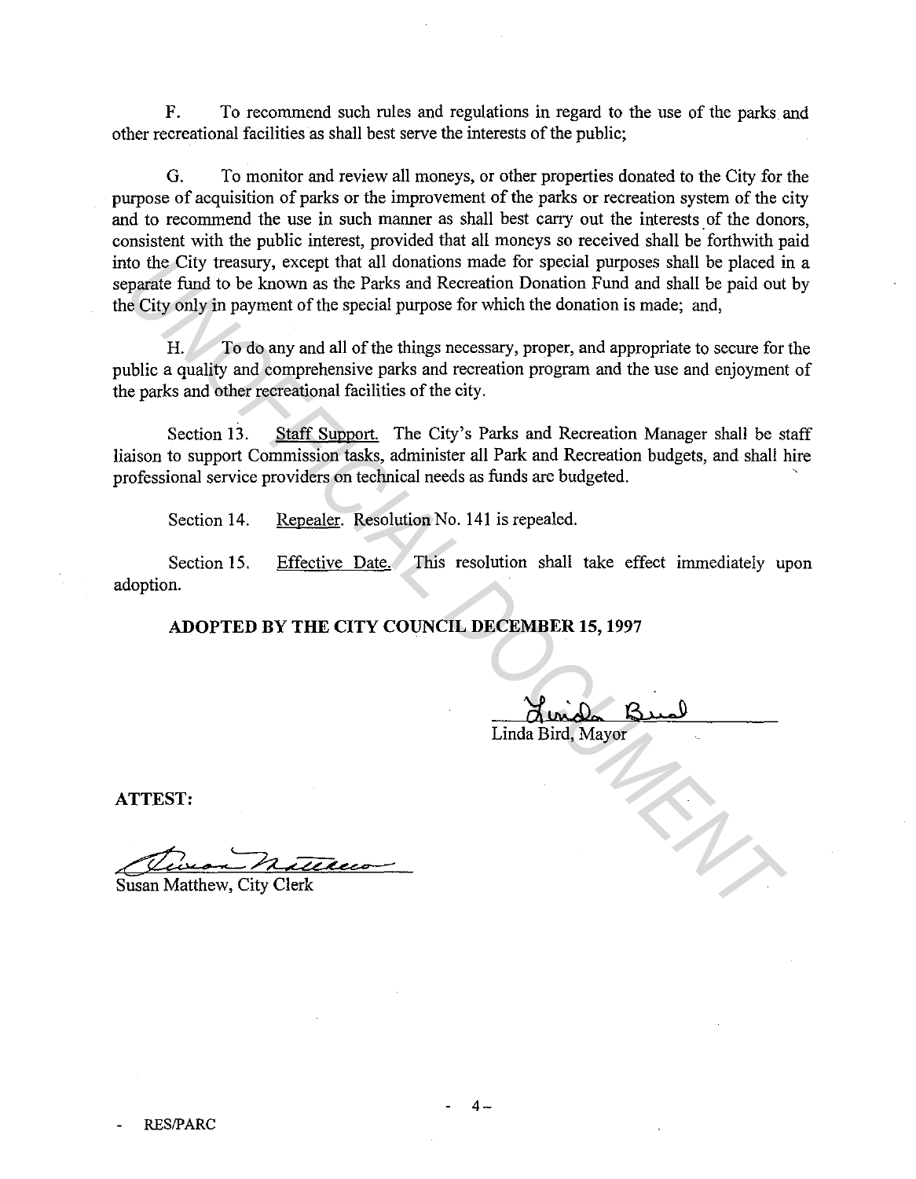F. To recommend such rules and regulations in regard to the use of the parks and other recreational facilities as shall best serve the interests of the public;

G. To monitor and review all moneys, or other properties donated to the City for the purpose of acquisition of parks or the improvement of the parks or recreation system of the city and to recommend the use in such manner as shall best carry out the interests of the donors, consistent with the public interest, provided that all moneys so received shall be forthwith paid into the City treasury, except that all donations made for special purposes shall be placed in a separate fund to be known as the Parks and Recreation Donation Fund and shall be paid out by the City only in payment of the special purpose for which the donation is made; and,

H. To do any and all of the things necessary, proper, and appropriate to secure for the public a quality and comprehensive parks and recreation program and the use and enjoyment of the parks and other recreational facilities of the city.

Section 13. Staff Support. The City's Parks and Recreation Manager shall be staff liaison to support Commission tasks, administer all Park and Recreation budgets, and shall hire professional service providers on technical needs as funds are budgeted.

Section 14. Repealer. Resolution No. 141 is repealed.

Section 15. Effective Date. This resolution shall take effect immediately upon adoption.

**ADOPTED BY THE CITY COUNCIL DECEMBER 15, 1997**

Linda Bird, Mayor

**ATTEST:**

Susan Matthew, City Clerk

UNOFFICIAL DOCUMENT

RES/PARC